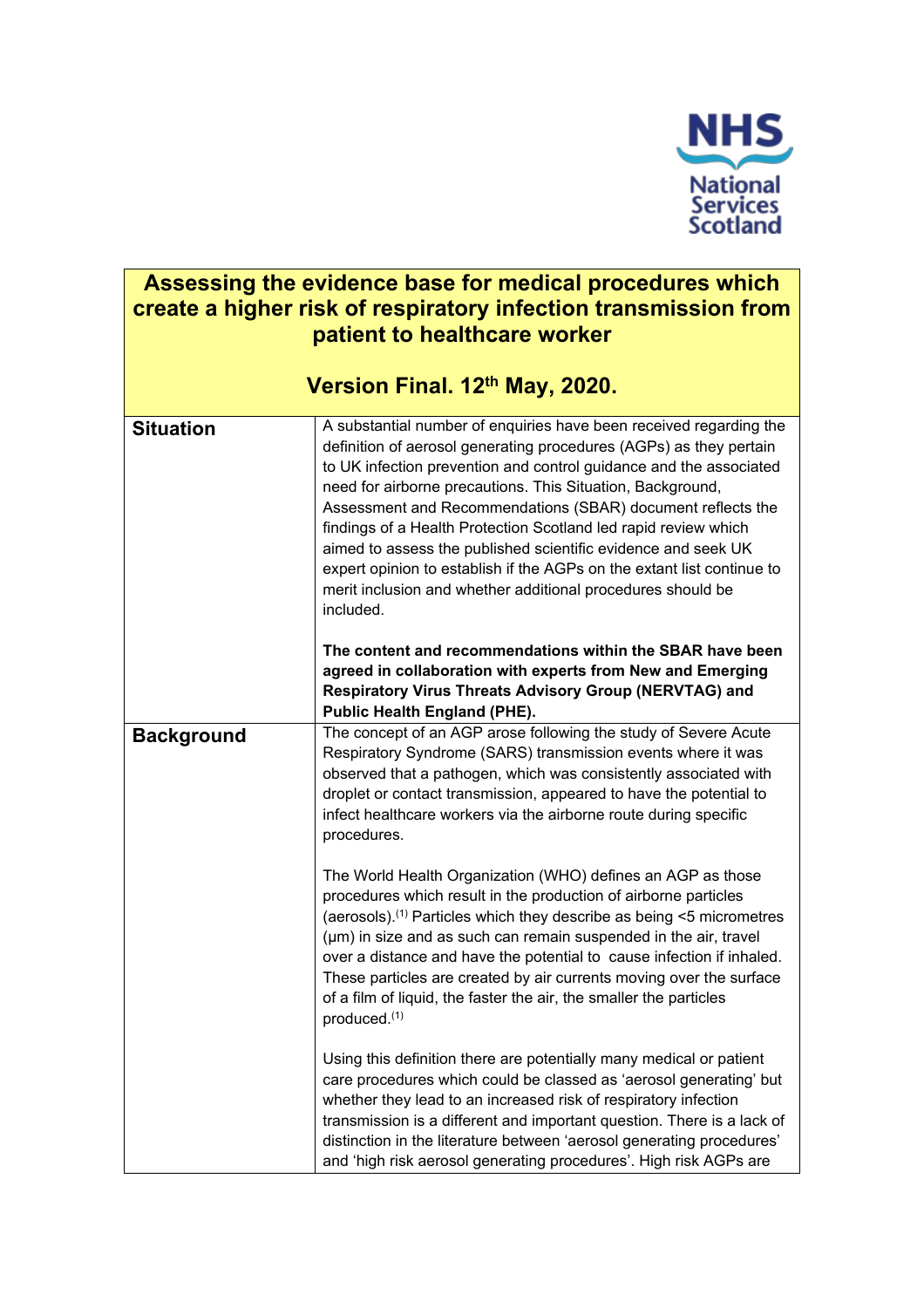NHS National Services Scotland

# Assessing the evidence base for medical procedures which create a higher risk of respiratory infection transmission from patient to healthcare worker

## Version Final. 12th May, 2020.

| | |
|---|---|
| **Situation** | A substantial number of enquiries have been received regarding the definition of aerosol generating procedures (AGPs) as they pertain to UK infection prevention and control guidance and the associated need for airborne precautions. This Situation, Background, Assessment and Recommendations (SBAR) document reflects the findings of a Health Protection Scotland led rapid review which aimed to assess the published scientific evidence and seek UK expert opinion to establish if the AGPs on the extant list continue to merit inclusion and whether additional procedures should be included.<br><br>**The content and recommendations within the SBAR have been agreed in collaboration with experts from New and Emerging Respiratory Virus Threats Advisory Group (NERVTAG) and Public Health England (PHE).** |
| **Background** | The concept of an AGP arose following the study of Severe Acute Respiratory Syndrome (SARS) transmission events where it was observed that a pathogen, which was consistently associated with droplet or contact transmission, appeared to have the potential to infect healthcare workers via the airborne route during specific procedures.<br><br>The World Health Organization (WHO) defines an AGP as those procedures which result in the production of airborne particles (aerosols).[1] Particles which they describe as being <5 micrometres (μm) in size and as such can remain suspended in the air, travel over a distance and have the potential to cause infection if inhaled. These particles are created by air currents moving over the surface of a film of liquid, the faster the air, the smaller the particles produced.[1]<br><br>Using this definition there are potentially many medical or patient care procedures which could be classed as 'aerosol generating' but whether they lead to an increased risk of respiratory infection transmission is a different and important question. There is a lack of distinction in the literature between 'aerosol generating procedures' and 'high risk aerosol generating procedures'. High risk AGPs are |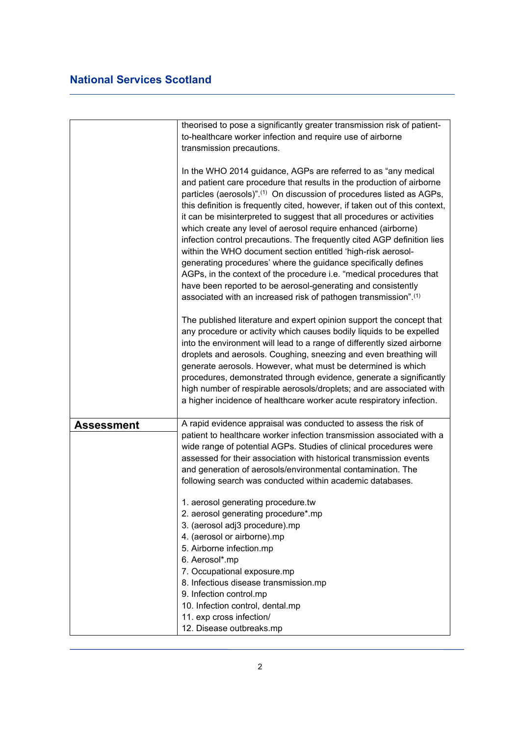| | |
|---|---|
| | theorised to pose a significantly greater transmission risk of patient-to-healthcare worker infection and require use of airborne transmission precautions.<br><br>In the WHO 2014 guidance, AGPs are referred to as "any medical and patient care procedure that results in the production of airborne particles (aerosols)".(1) On discussion of procedures listed as AGPs, this definition is frequently cited, however, if taken out of this context, it can be misinterpreted to suggest that all procedures or activities which create any level of aerosol require enhanced (airborne) infection control precautions. The frequently cited AGP definition lies within the WHO document section entitled 'high-risk aerosol-generating procedures' where the guidance specifically defines AGPs, in the context of the procedure i.e. "medical procedures that have been reported to be aerosol-generating and consistently associated with an increased risk of pathogen transmission".(1)<br><br>The published literature and expert opinion support the concept that any procedure or activity which causes bodily liquids to be expelled into the environment will lead to a range of differently sized airborne droplets and aerosols. Coughing, sneezing and even breathing will generate aerosols. However, what must be determined is which procedures, demonstrated through evidence, generate a significantly high number of respirable aerosols/droplets; and are associated with a higher incidence of healthcare worker acute respiratory infection. |
| **Assessment** | A rapid evidence appraisal was conducted to assess the risk of patient to healthcare worker infection transmission associated with a wide range of potential AGPs. Studies of clinical procedures were assessed for their association with historical transmission events and generation of aerosols/environmental contamination. The following search was conducted within academic databases.<br><br>1. aerosol generating procedure.tw<br>2. aerosol generating procedure*.mp<br>3. (aerosol adj3 procedure).mp<br>4. (aerosol or airborne).mp<br>5. Airborne infection.mp<br>6. Aerosol*.mp<br>7. Occupational exposure.mp<br>8. Infectious disease transmission.mp<br>9. Infection control.mp<br>10. Infection control, dental.mp<br>11. exp cross infection/<br>12. Disease outbreaks.mp |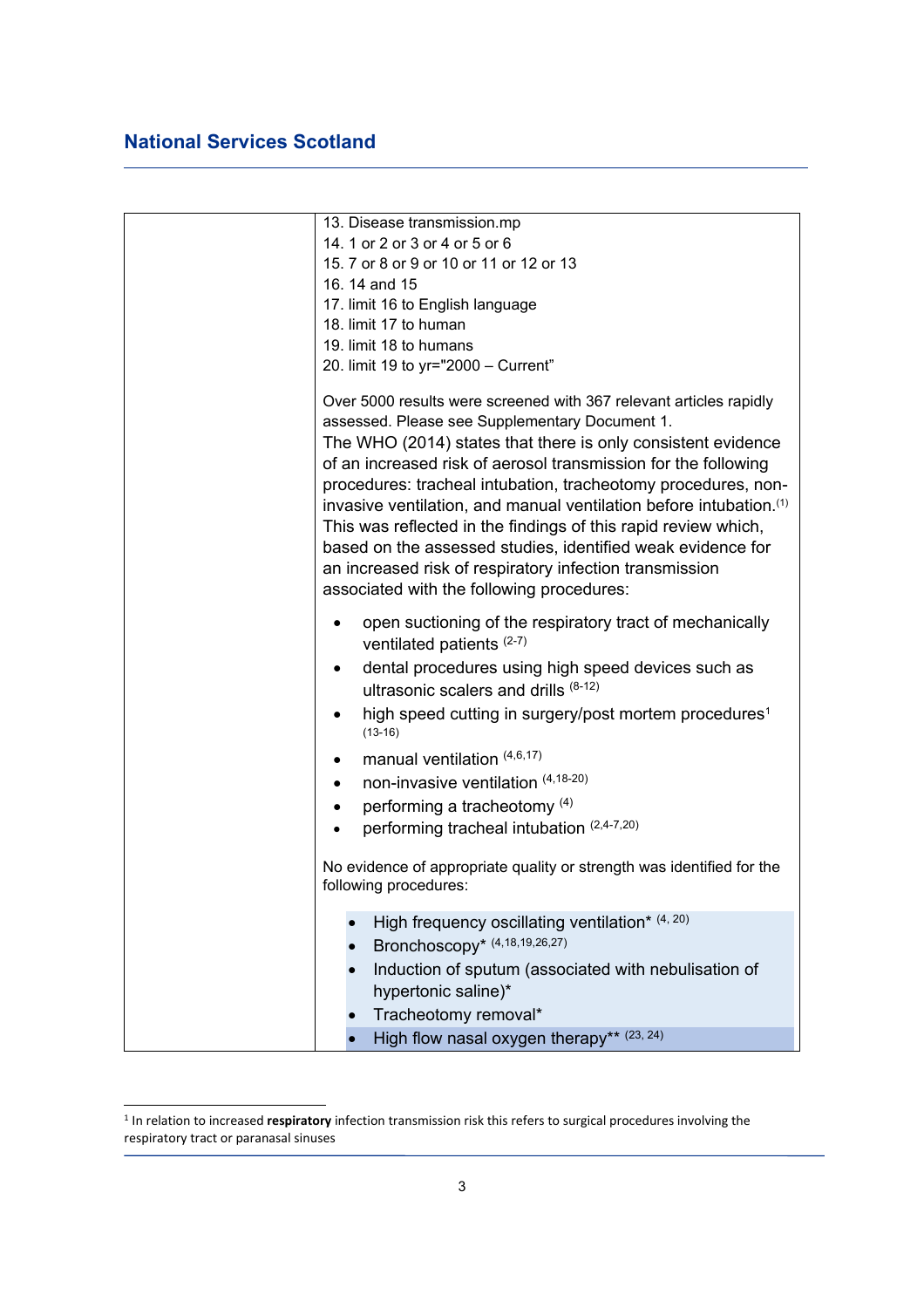| | 13. Disease transmission.mp<br>14. 1 or 2 or 3 or 4 or 5 or 6<br>15. 7 or 8 or 9 or 10 or 11 or 12 or 13<br>16. 14 and 15<br>17. limit 16 to English language<br>18. limit 17 to human<br>19. limit 18 to humans<br>20. limit 19 to yr="2000 – Current"<br><br>Over 5000 results were screened with 367 relevant articles rapidly assessed. Please see Supplementary Document 1.<br>The WHO (2014) states that there is only consistent evidence of an increased risk of aerosol transmission for the following procedures: tracheal intubation, tracheotomy procedures, non-invasive ventilation, and manual ventilation before intubation.[1] This was reflected in the findings of this rapid review which, based on the assessed studies, identified weak evidence for an increased risk of respiratory infection transmission associated with the following procedures:<br><br>• open suctioning of the respiratory tract of mechanically ventilated patients [2-7]<br>• dental procedures using high speed devices such as ultrasonic scalers and drills [8-12]<br>• high speed cutting in surgery/post mortem procedures[1] [13-16]<br>• manual ventilation [4,6,17]<br>• non-invasive ventilation [4,18-20]<br>• performing a tracheotomy [4]<br>• performing tracheal intubation [2,4-7,20]<br><br>No evidence of appropriate quality or strength was identified for the following procedures:<br><br>• High frequency oscillating ventilation* [4, 20]<br>• Bronchoscopy* [4,18,19,26,27]<br>• Induction of sputum (associated with nebulisation of hypertonic saline)*<br>• Tracheotomy removal*<br>• High flow nasal oxygen therapy** [23, 24] |

[1] In relation to increased **respiratory** infection transmission risk this refers to surgical procedures involving the respiratory tract or paranasal sinuses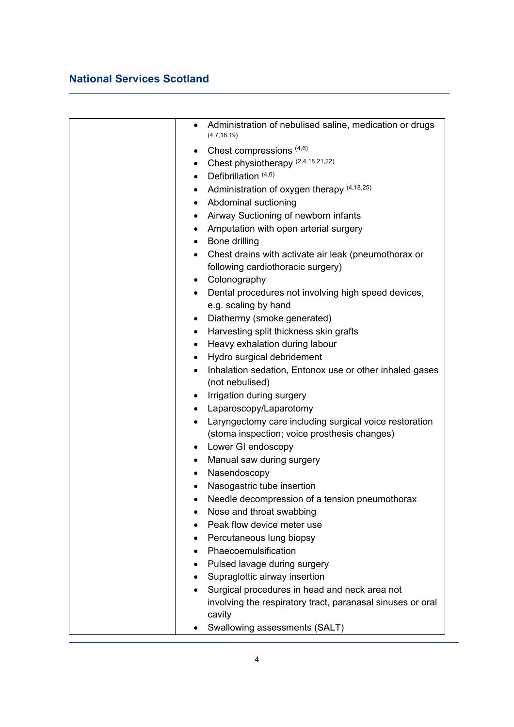| | |
|---|---|
| | • Administration of nebulised saline, medication or drugs [4,7,18,19]<br>• Chest compressions [4,6]<br>• Chest physiotherapy [2,4,18,21,22]<br>• Defibrillation [4,6]<br>• Administration of oxygen therapy [4,18,25]<br>• Abdominal suctioning<br>• Airway Suctioning of newborn infants<br>• Amputation with open arterial surgery<br>• Bone drilling<br>• Chest drains with activate air leak (pneumothorax or following cardiothoracic surgery)<br>• Colonography<br>• Dental procedures not involving high speed devices, e.g. scaling by hand<br>• Diathermy (smoke generated)<br>• Harvesting split thickness skin grafts<br>• Heavy exhalation during labour<br>• Hydro surgical debridement<br>• Inhalation sedation, Entonox use or other inhaled gases (not nebulised)<br>• Irrigation during surgery<br>• Laparoscopy/Laparotomy<br>• Laryngectomy care including surgical voice restoration (stoma inspection; voice prosthesis changes)<br>• Lower GI endoscopy<br>• Manual saw during surgery<br>• Nasendoscopy<br>• Nasogastric tube insertion<br>• Needle decompression of a tension pneumothorax<br>• Nose and throat swabbing<br>• Peak flow device meter use<br>• Percutaneous lung biopsy<br>• Phaecoemulsification<br>• Pulsed lavage during surgery<br>• Supraglottic airway insertion<br>• Surgical procedures in head and neck area not involving the respiratory tract, paranasal sinuses or oral cavity<br>• Swallowing assessments (SALT) |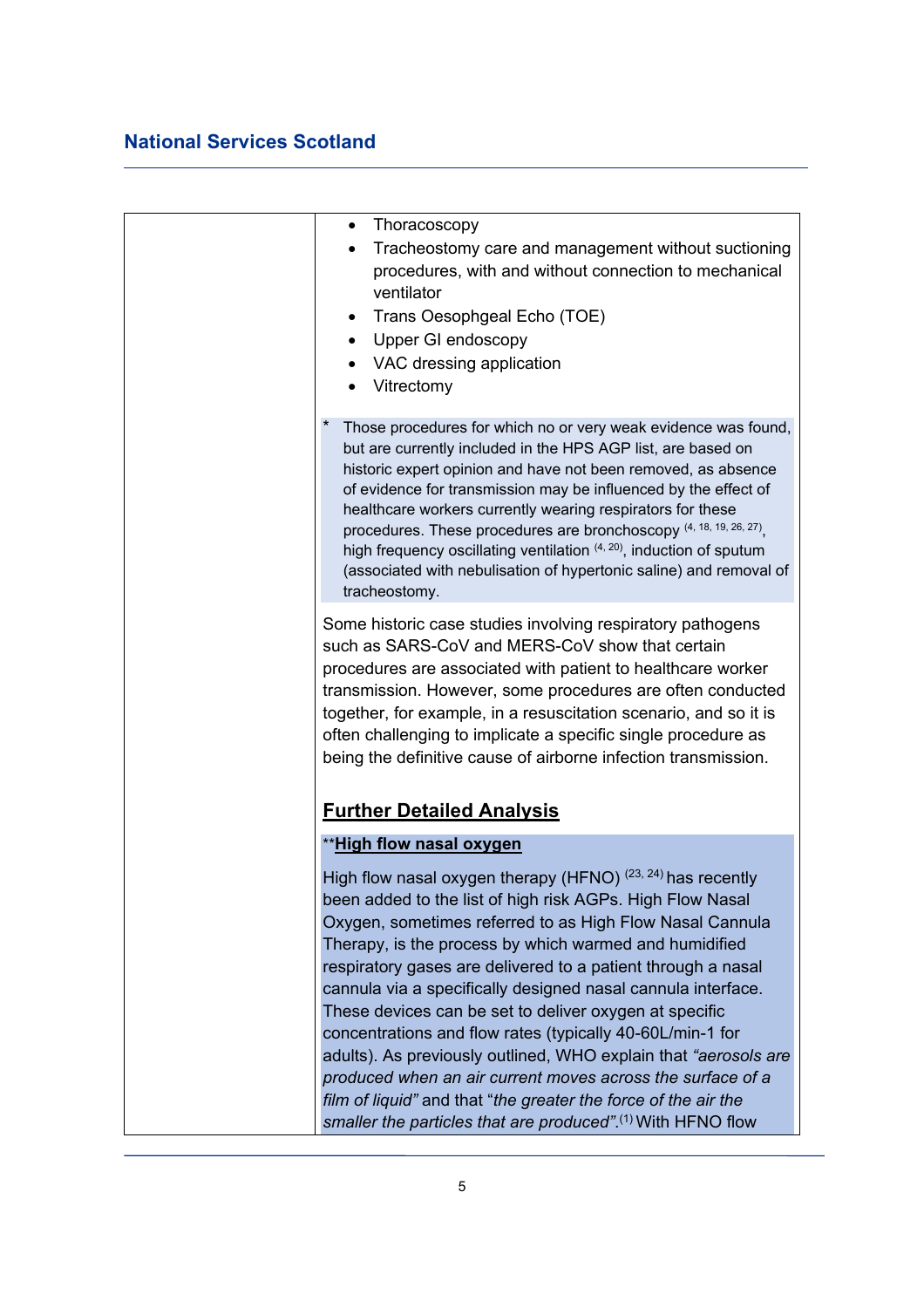| | |
|---|---|
| | • Thoracoscopy<br>• Tracheostomy care and management without suctioning procedures, with and without connection to mechanical ventilator<br>• Trans Oesophgeal Echo (TOE)<br>• Upper GI endoscopy<br>• VAC dressing application<br>• Vitrectomy<br><br>* Those procedures for which no or very weak evidence was found, but are currently included in the HPS AGP list, are based on historic expert opinion and have not been removed, as absence of evidence for transmission may be influenced by the effect of healthcare workers currently wearing respirators for these procedures. These procedures are bronchoscopy [4, 18, 19, 26, 27], high frequency oscillating ventilation [4, 20], induction of sputum (associated with nebulisation of hypertonic saline) and removal of tracheostomy.<br><br>Some historic case studies involving respiratory pathogens such as SARS-CoV and MERS-CoV show that certain procedures are associated with patient to healthcare worker transmission. However, some procedures are often conducted together, for example, in a resuscitation scenario, and so it is often challenging to implicate a specific single procedure as being the definitive cause of airborne infection transmission.<br><br>**<u>Further Detailed Analysis</u>**<br><br>****<u>High flow nasal oxygen</u>**<br><br>High flow nasal oxygen therapy (HFNO) [23, 24] has recently been added to the list of high risk AGPs. High Flow Nasal Oxygen, sometimes referred to as High Flow Nasal Cannula Therapy, is the process by which warmed and humidified respiratory gases are delivered to a patient through a nasal cannula via a specifically designed nasal cannula interface. These devices can be set to deliver oxygen at specific concentrations and flow rates (typically 40-60L/min-1 for adults). As previously outlined, WHO explain that *"aerosols are produced when an air current moves across the surface of a film of liquid"* and that "*the greater the force of the air the smaller the particles that are produced*".[1] With HFNO flow |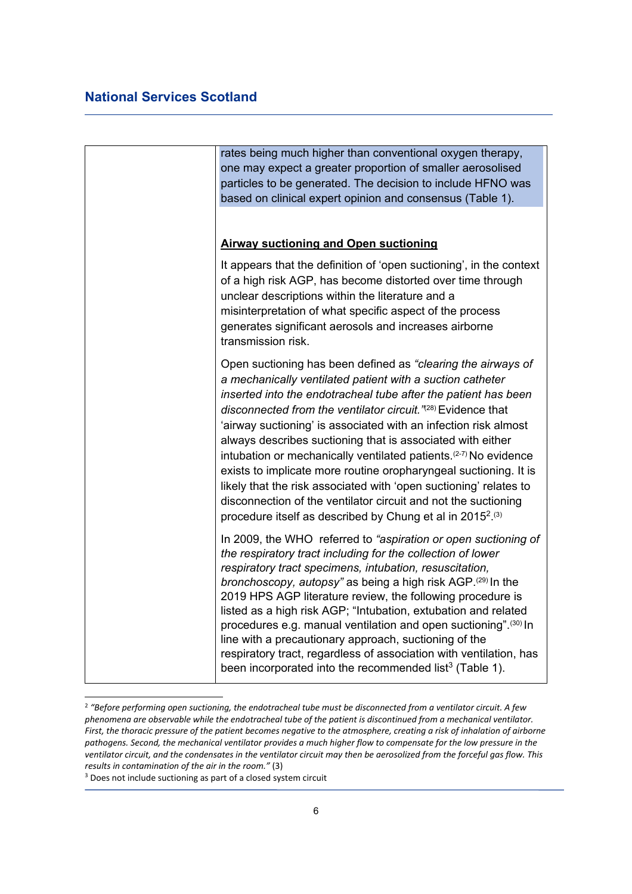| | rates being much higher than conventional oxygen therapy, one may expect a greater proportion of smaller aerosolised particles to be generated. The decision to include HFNO was based on clinical expert opinion and consensus (Table 1).<br><br>**Airway suctioning and Open suctioning**<br><br>It appears that the definition of 'open suctioning', in the context of a high risk AGP, has become distorted over time through unclear descriptions within the literature and a misinterpretation of what specific aspect of the process generates significant aerosols and increases airborne transmission risk.<br><br>Open suctioning has been defined as *"clearing the airways of a mechanically ventilated patient with a suction catheter inserted into the endotracheal tube after the patient has been disconnected from the ventilator circuit."*[28] Evidence that 'airway suctioning' is associated with an infection risk almost always describes suctioning that is associated with either intubation or mechanically ventilated patients.[2-7] No evidence exists to implicate more routine oropharyngeal suctioning. It is likely that the risk associated with 'open suctioning' relates to disconnection of the ventilator circuit and not the suctioning procedure itself as described by Chung et al in 2015[2].[3]<br><br>In 2009, the WHO referred to *"aspiration or open suctioning of the respiratory tract including for the collection of lower respiratory tract specimens, intubation, resuscitation, bronchoscopy, autopsy"* as being a high risk AGP.[29] In the 2019 HPS AGP literature review, the following procedure is listed as a high risk AGP; "Intubation, extubation and related procedures e.g. manual ventilation and open suctioning".[30] In line with a precautionary approach, suctioning of the respiratory tract, regardless of association with ventilation, has been incorporated into the recommended list[3] (Table 1). |
|---|---|

[2] *"Before performing open suctioning, the endotracheal tube must be disconnected from a ventilator circuit. A few phenomena are observable while the endotracheal tube of the patient is discontinued from a mechanical ventilator. First, the thoracic pressure of the patient becomes negative to the atmosphere, creating a risk of inhalation of airborne pathogens. Second, the mechanical ventilator provides a much higher flow to compensate for the low pressure in the ventilator circuit, and the condensates in the ventilator circuit may then be aerosolized from the forceful gas flow. This results in contamination of the air in the room."* (3)

[3] Does not include suctioning as part of a closed system circuit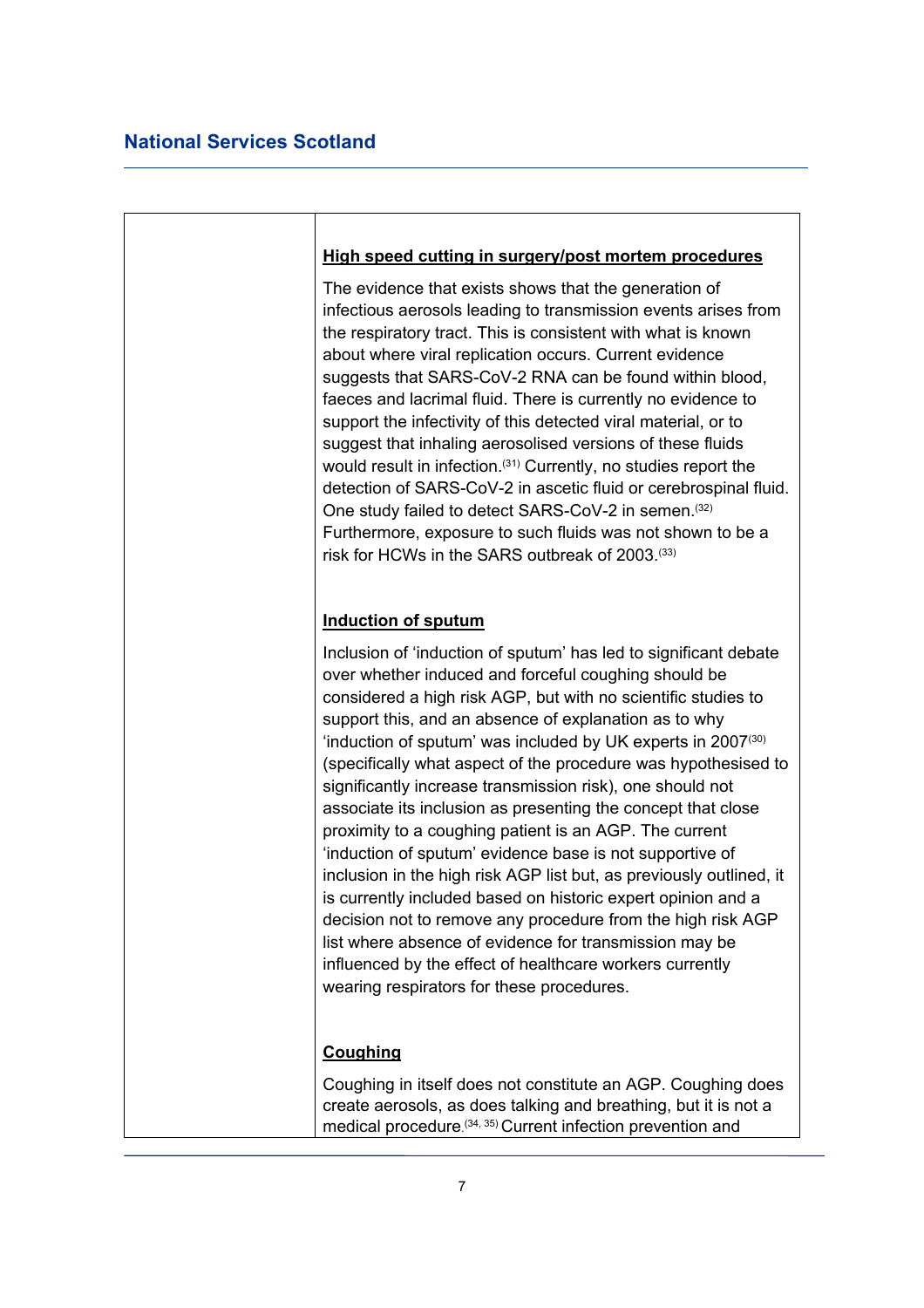**High speed cutting in surgery/post mortem procedures**

The evidence that exists shows that the generation of infectious aerosols leading to transmission events arises from the respiratory tract. This is consistent with what is known about where viral replication occurs. Current evidence suggests that SARS-CoV-2 RNA can be found within blood, faeces and lacrimal fluid. There is currently no evidence to support the infectivity of this detected viral material, or to suggest that inhaling aerosolised versions of these fluids would result in infection.[31] Currently, no studies report the detection of SARS-CoV-2 in ascetic fluid or cerebrospinal fluid. One study failed to detect SARS-CoV-2 in semen.[32] Furthermore, exposure to such fluids was not shown to be a risk for HCWs in the SARS outbreak of 2003.[33]

**Induction of sputum**

Inclusion of 'induction of sputum' has led to significant debate over whether induced and forceful coughing should be considered a high risk AGP, but with no scientific studies to support this, and an absence of explanation as to why 'induction of sputum' was included by UK experts in 2007[30] (specifically what aspect of the procedure was hypothesised to significantly increase transmission risk), one should not associate its inclusion as presenting the concept that close proximity to a coughing patient is an AGP. The current 'induction of sputum' evidence base is not supportive of inclusion in the high risk AGP list but, as previously outlined, it is currently included based on historic expert opinion and a decision not to remove any procedure from the high risk AGP list where absence of evidence for transmission may be influenced by the effect of healthcare workers currently wearing respirators for these procedures.

**Coughing**

Coughing in itself does not constitute an AGP. Coughing does create aerosols, as does talking and breathing, but it is not a medical procedure.[34, 35] Current infection prevention and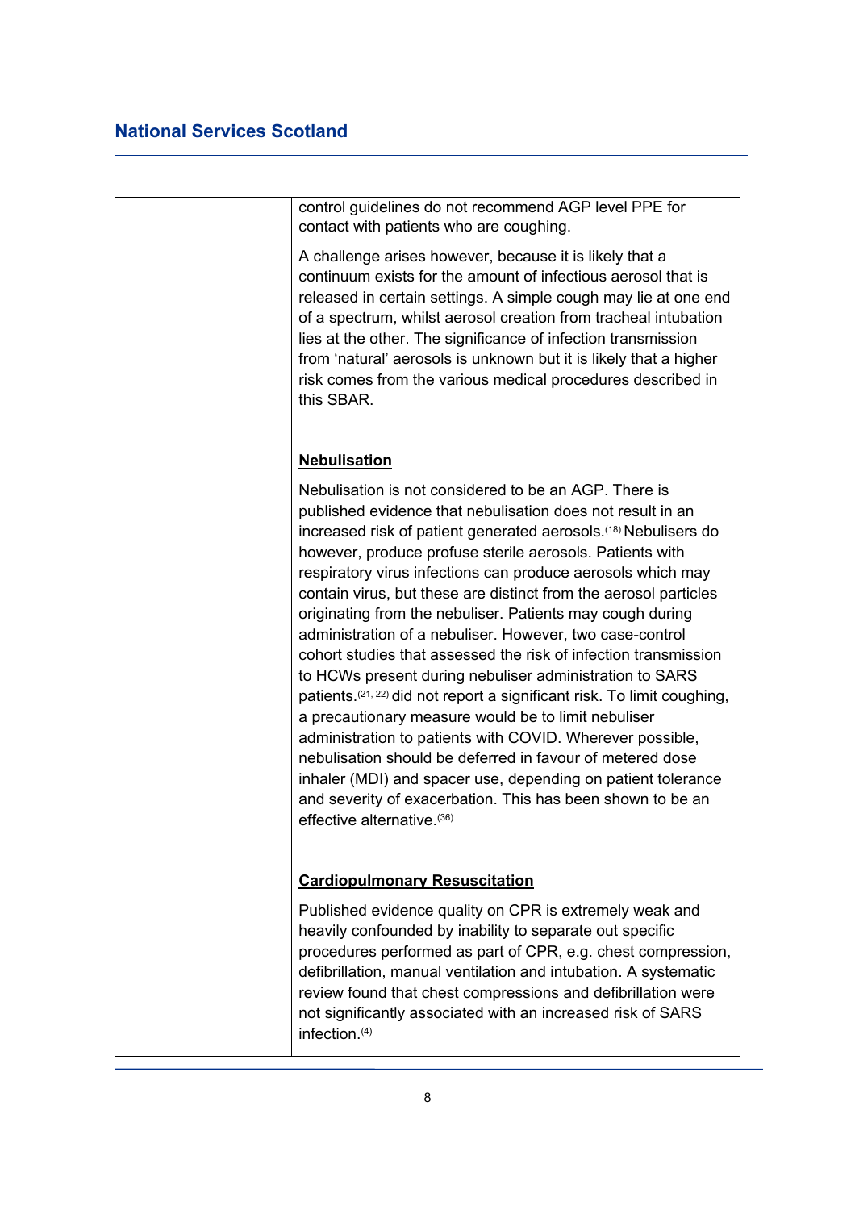| | |
|---|---|
| | control guidelines do not recommend AGP level PPE for contact with patients who are coughing.<br><br>A challenge arises however, because it is likely that a continuum exists for the amount of infectious aerosol that is released in certain settings. A simple cough may lie at one end of a spectrum, whilst aerosol creation from tracheal intubation lies at the other. The significance of infection transmission from 'natural' aerosols is unknown but it is likely that a higher risk comes from the various medical procedures described in this SBAR.<br><br>**Nebulisation**<br><br>Nebulisation is not considered to be an AGP. There is published evidence that nebulisation does not result in an increased risk of patient generated aerosols.[18] Nebulisers do however, produce profuse sterile aerosols. Patients with respiratory virus infections can produce aerosols which may contain virus, but these are distinct from the aerosol particles originating from the nebuliser. Patients may cough during administration of a nebuliser. However, two case-control cohort studies that assessed the risk of infection transmission to HCWs present during nebuliser administration to SARS patients.[21, 22] did not report a significant risk. To limit coughing, a precautionary measure would be to limit nebuliser administration to patients with COVID. Wherever possible, nebulisation should be deferred in favour of metered dose inhaler (MDI) and spacer use, depending on patient tolerance and severity of exacerbation. This has been shown to be an effective alternative.[36]<br><br>**Cardiopulmonary Resuscitation**<br><br>Published evidence quality on CPR is extremely weak and heavily confounded by inability to separate out specific procedures performed as part of CPR, e.g. chest compression, defibrillation, manual ventilation and intubation. A systematic review found that chest compressions and defibrillation were not significantly associated with an increased risk of SARS infection.[4] |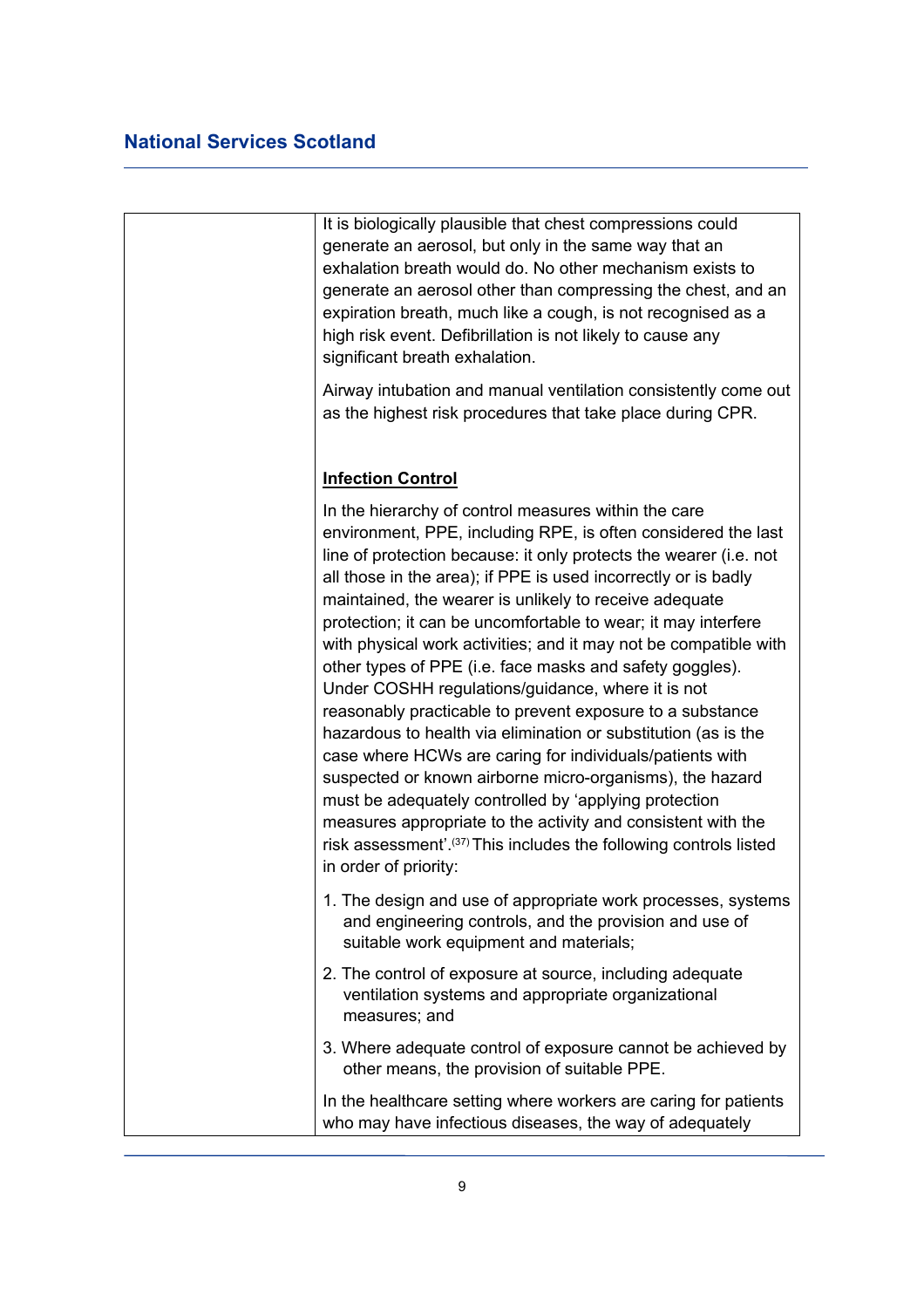| | It is biologically plausible that chest compressions could generate an aerosol, but only in the same way that an exhalation breath would do. No other mechanism exists to generate an aerosol other than compressing the chest, and an expiration breath, much like a cough, is not recognised as a high risk event. Defibrillation is not likely to cause any significant breath exhalation.<br><br>Airway intubation and manual ventilation consistently come out as the highest risk procedures that take place during CPR.<br><br>**Infection Control**<br><br>In the hierarchy of control measures within the care environment, PPE, including RPE, is often considered the last line of protection because: it only protects the wearer (i.e. not all those in the area); if PPE is used incorrectly or is badly maintained, the wearer is unlikely to receive adequate protection; it can be uncomfortable to wear; it may interfere with physical work activities; and it may not be compatible with other types of PPE (i.e. face masks and safety goggles). Under COSHH regulations/guidance, where it is not reasonably practicable to prevent exposure to a substance hazardous to health via elimination or substitution (as is the case where HCWs are caring for individuals/patients with suspected or known airborne micro-organisms), the hazard must be adequately controlled by 'applying protection measures appropriate to the activity and consistent with the risk assessment'.[37] This includes the following controls listed in order of priority:<br><br>1. The design and use of appropriate work processes, systems and engineering controls, and the provision and use of suitable work equipment and materials;<br><br>2. The control of exposure at source, including adequate ventilation systems and appropriate organizational measures; and<br><br>3. Where adequate control of exposure cannot be achieved by other means, the provision of suitable PPE.<br><br>In the healthcare setting where workers are caring for patients who may have infectious diseases, the way of adequately |
|---|---|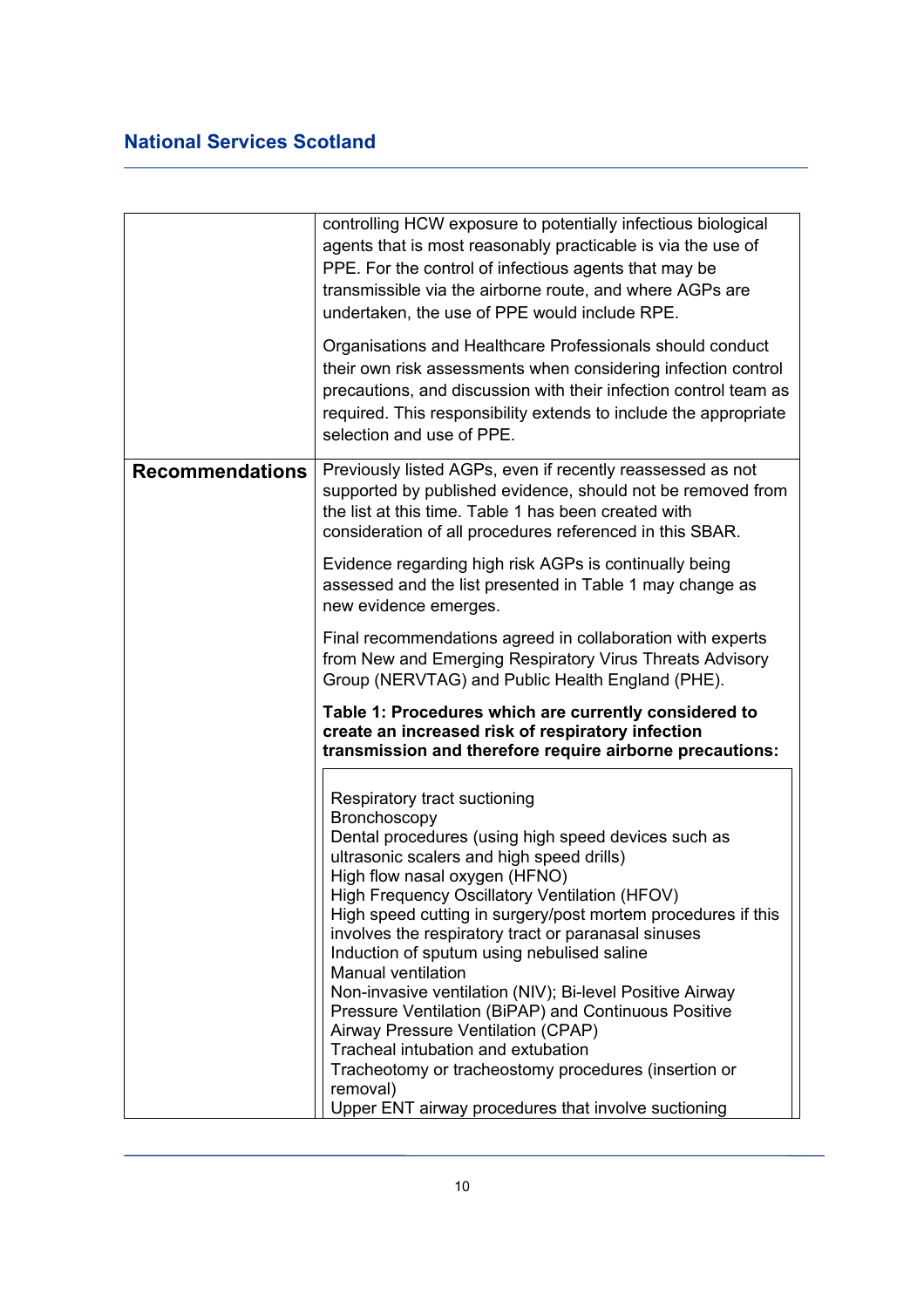| | |
|---|---|
| | controlling HCW exposure to potentially infectious biological agents that is most reasonably practicable is via the use of PPE. For the control of infectious agents that may be transmissible via the airborne route, and where AGPs are undertaken, the use of PPE would include RPE.<br><br>Organisations and Healthcare Professionals should conduct their own risk assessments when considering infection control precautions, and discussion with their infection control team as required. This responsibility extends to include the appropriate selection and use of PPE. |
| **Recommendations** | Previously listed AGPs, even if recently reassessed as not supported by published evidence, should not be removed from the list at this time. Table 1 has been created with consideration of all procedures referenced in this SBAR.<br><br>Evidence regarding high risk AGPs is continually being assessed and the list presented in Table 1 may change as new evidence emerges.<br><br>Final recommendations agreed in collaboration with experts from New and Emerging Respiratory Virus Threats Advisory Group (NERVTAG) and Public Health England (PHE).<br><br>**Table 1: Procedures which are currently considered to create an increased risk of respiratory infection transmission and therefore require airborne precautions:**<br><br>Respiratory tract suctioning<br>Bronchoscopy<br>Dental procedures (using high speed devices such as ultrasonic scalers and high speed drills)<br>High flow nasal oxygen (HFNO)<br>High Frequency Oscillatory Ventilation (HFOV)<br>High speed cutting in surgery/post mortem procedures if this involves the respiratory tract or paranasal sinuses<br>Induction of sputum using nebulised saline<br>Manual ventilation<br>Non-invasive ventilation (NIV); Bi-level Positive Airway Pressure Ventilation (BiPAP) and Continuous Positive Airway Pressure Ventilation (CPAP)<br>Tracheal intubation and extubation<br>Tracheotomy or tracheostomy procedures (insertion or removal)<br>Upper ENT airway procedures that involve suctioning |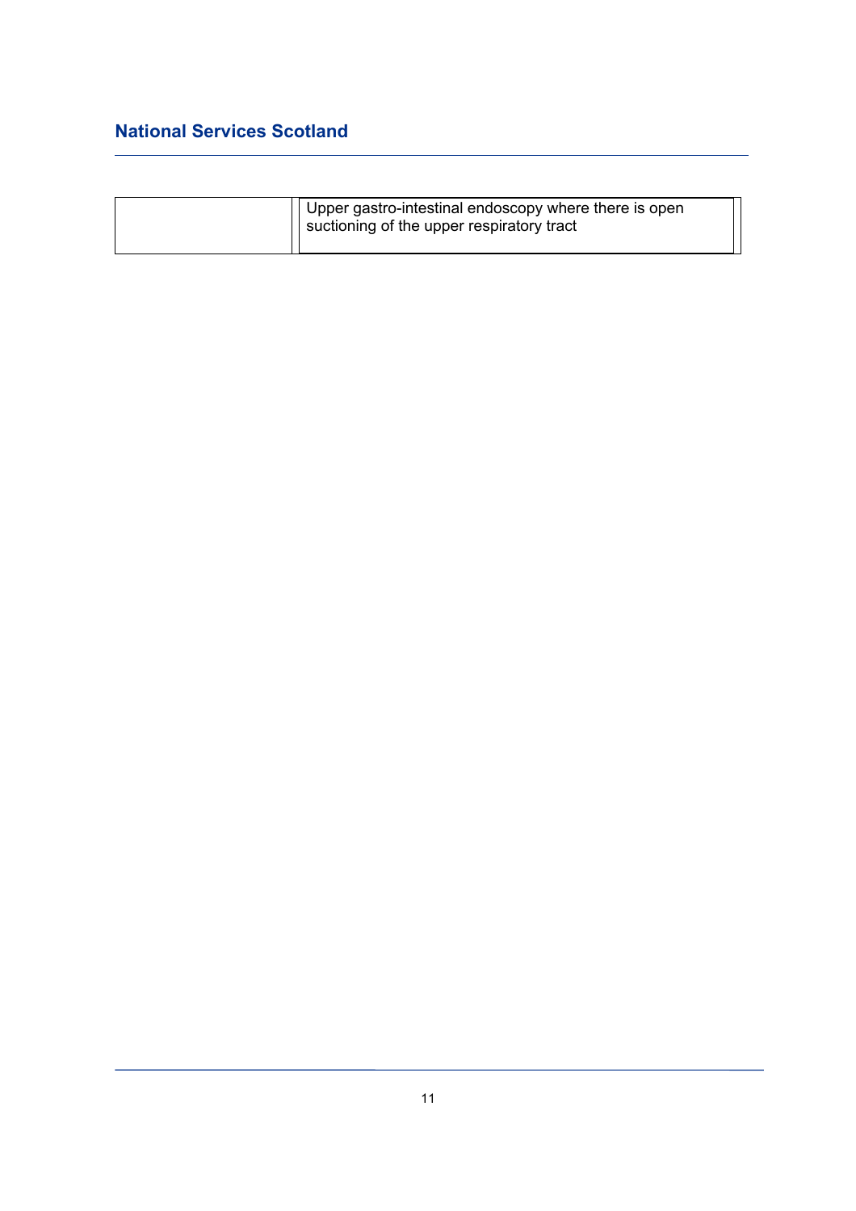| | |
|---|---|
| | Upper gastro-intestinal endoscopy where there is open suctioning of the upper respiratory tract |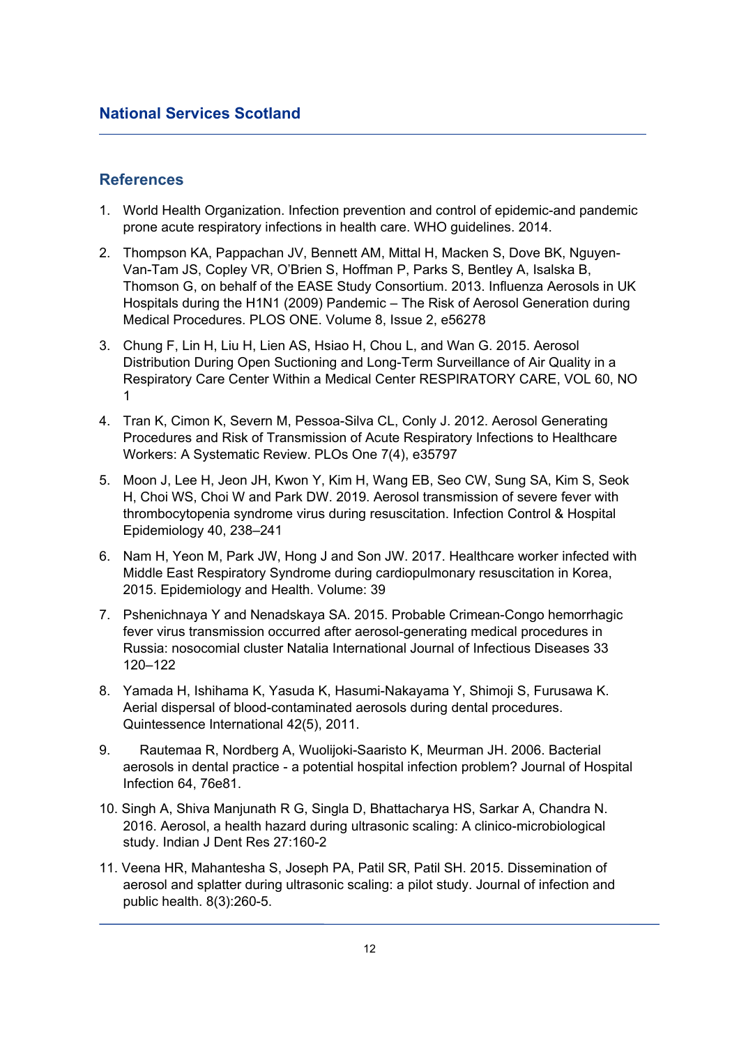## References

1. World Health Organization. Infection prevention and control of epidemic-and pandemic prone acute respiratory infections in health care. WHO guidelines. 2014.
2. Thompson KA, Pappachan JV, Bennett AM, Mittal H, Macken S, Dove BK, Nguyen-Van-Tam JS, Copley VR, O'Brien S, Hoffman P, Parks S, Bentley A, Isalska B, Thomson G, on behalf of the EASE Study Consortium. 2013. Influenza Aerosols in UK Hospitals during the H1N1 (2009) Pandemic – The Risk of Aerosol Generation during Medical Procedures. PLOS ONE. Volume 8, Issue 2, e56278
3. Chung F, Lin H, Liu H, Lien AS, Hsiao H, Chou L, and Wan G. 2015. Aerosol Distribution During Open Suctioning and Long-Term Surveillance of Air Quality in a Respiratory Care Center Within a Medical Center RESPIRATORY CARE, VOL 60, NO 1
4. Tran K, Cimon K, Severn M, Pessoa-Silva CL, Conly J. 2012. Aerosol Generating Procedures and Risk of Transmission of Acute Respiratory Infections to Healthcare Workers: A Systematic Review. PLOs One 7(4), e35797
5. Moon J, Lee H, Jeon JH, Kwon Y, Kim H, Wang EB, Seo CW, Sung SA, Kim S, Seok H, Choi WS, Choi W and Park DW. 2019. Aerosol transmission of severe fever with thrombocytopenia syndrome virus during resuscitation. Infection Control & Hospital Epidemiology 40, 238–241
6. Nam H, Yeon M, Park JW, Hong J and Son JW. 2017. Healthcare worker infected with Middle East Respiratory Syndrome during cardiopulmonary resuscitation in Korea, 2015. Epidemiology and Health. Volume: 39
7. Pshenichnaya Y and Nenadskaya SA. 2015. Probable Crimean-Congo hemorrhagic fever virus transmission occurred after aerosol-generating medical procedures in Russia: nosocomial cluster Natalia International Journal of Infectious Diseases 33 120–122
8. Yamada H, Ishihama K, Yasuda K, Hasumi-Nakayama Y, Shimoji S, Furusawa K. Aerial dispersal of blood-contaminated aerosols during dental procedures. Quintessence International 42(5), 2011.
9. Rautemaa R, Nordberg A, Wuolijoki-Saaristo K, Meurman JH. 2006. Bacterial aerosols in dental practice - a potential hospital infection problem? Journal of Hospital Infection 64, 76e81.
10. Singh A, Shiva Manjunath R G, Singla D, Bhattacharya HS, Sarkar A, Chandra N. 2016. Aerosol, a health hazard during ultrasonic scaling: A clinico-microbiological study. Indian J Dent Res 27:160-2
11. Veena HR, Mahantesha S, Joseph PA, Patil SR, Patil SH. 2015. Dissemination of aerosol and splatter during ultrasonic scaling: a pilot study. Journal of infection and public health. 8(3):260-5.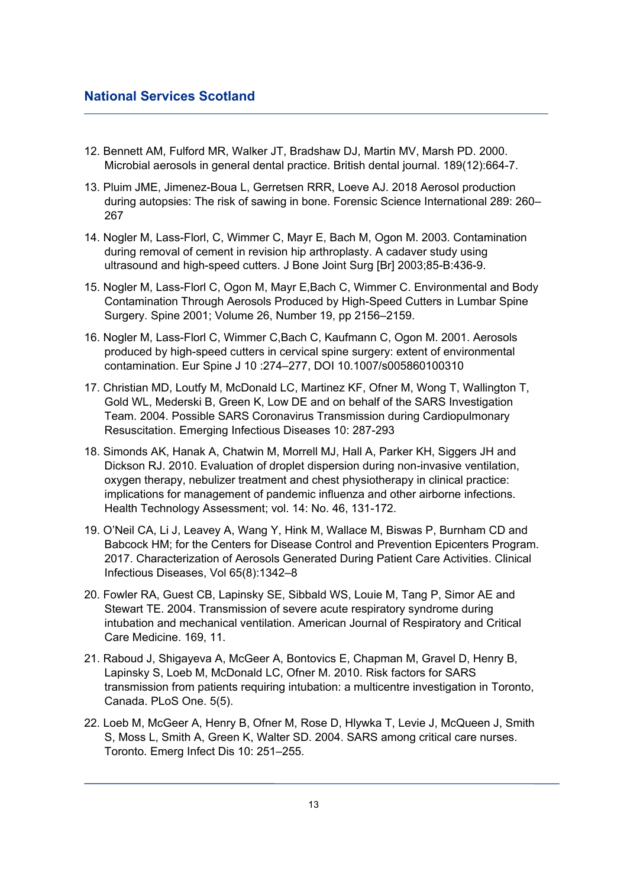12. Bennett AM, Fulford MR, Walker JT, Bradshaw DJ, Martin MV, Marsh PD. 2000. Microbial aerosols in general dental practice. British dental journal. 189(12):664-7.

13. Pluim JME, Jimenez-Boua L, Gerretsen RRR, Loeve AJ. 2018 Aerosol production during autopsies: The risk of sawing in bone. Forensic Science International 289: 260–267

14. Nogler M, Lass-Florl, C, Wimmer C, Mayr E, Bach M, Ogon M. 2003. Contamination during removal of cement in revision hip arthroplasty. A cadaver study using ultrasound and high-speed cutters. J Bone Joint Surg [Br] 2003;85-B:436-9.

15. Nogler M, Lass-Florl C, Ogon M, Mayr E,Bach C, Wimmer C. Environmental and Body Contamination Through Aerosols Produced by High-Speed Cutters in Lumbar Spine Surgery. Spine 2001; Volume 26, Number 19, pp 2156–2159.

16. Nogler M, Lass-Florl C, Wimmer C,Bach C, Kaufmann C, Ogon M. 2001. Aerosols produced by high-speed cutters in cervical spine surgery: extent of environmental contamination. Eur Spine J 10 :274–277, DOI 10.1007/s005860100310

17. Christian MD, Loutfy M, McDonald LC, Martinez KF, Ofner M, Wong T, Wallington T, Gold WL, Mederski B, Green K, Low DE and on behalf of the SARS Investigation Team. 2004. Possible SARS Coronavirus Transmission during Cardiopulmonary Resuscitation. Emerging Infectious Diseases 10: 287-293

18. Simonds AK, Hanak A, Chatwin M, Morrell MJ, Hall A, Parker KH, Siggers JH and Dickson RJ. 2010. Evaluation of droplet dispersion during non-invasive ventilation, oxygen therapy, nebulizer treatment and chest physiotherapy in clinical practice: implications for management of pandemic influenza and other airborne infections. Health Technology Assessment; vol. 14: No. 46, 131-172.

19. O'Neil CA, Li J, Leavey A, Wang Y, Hink M, Wallace M, Biswas P, Burnham CD and Babcock HM; for the Centers for Disease Control and Prevention Epicenters Program. 2017. Characterization of Aerosols Generated During Patient Care Activities. Clinical Infectious Diseases, Vol 65(8):1342–8

20. Fowler RA, Guest CB, Lapinsky SE, Sibbald WS, Louie M, Tang P, Simor AE and Stewart TE. 2004. Transmission of severe acute respiratory syndrome during intubation and mechanical ventilation. American Journal of Respiratory and Critical Care Medicine. 169, 11.

21. Raboud J, Shigayeva A, McGeer A, Bontovics E, Chapman M, Gravel D, Henry B, Lapinsky S, Loeb M, McDonald LC, Ofner M. 2010. Risk factors for SARS transmission from patients requiring intubation: a multicentre investigation in Toronto, Canada. PLoS One. 5(5).

22. Loeb M, McGeer A, Henry B, Ofner M, Rose D, Hlywka T, Levie J, McQueen J, Smith S, Moss L, Smith A, Green K, Walter SD. 2004. SARS among critical care nurses. Toronto. Emerg Infect Dis 10: 251–255.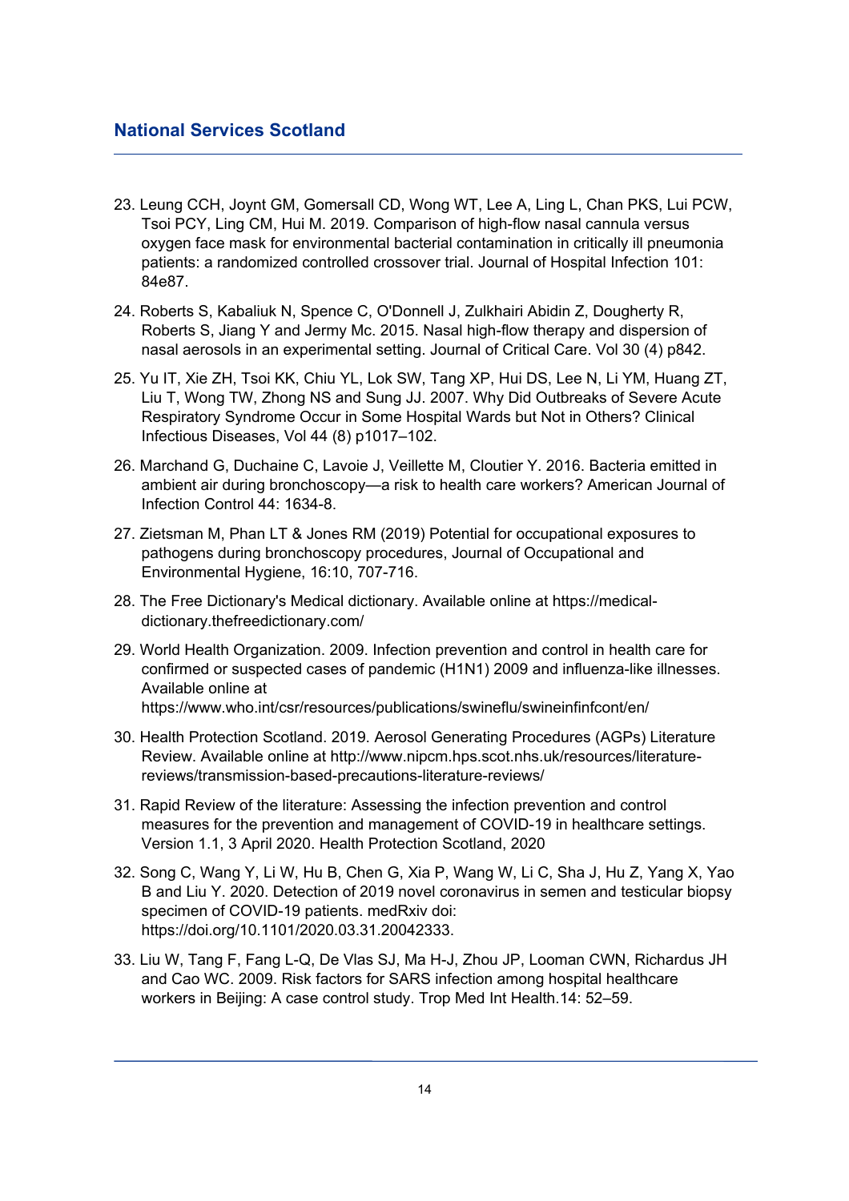23. Leung CCH, Joynt GM, Gomersall CD, Wong WT, Lee A, Ling L, Chan PKS, Lui PCW, Tsoi PCY, Ling CM, Hui M. 2019. Comparison of high-flow nasal cannula versus oxygen face mask for environmental bacterial contamination in critically ill pneumonia patients: a randomized controlled crossover trial. Journal of Hospital Infection 101: 84e87.

24. Roberts S, Kabaliuk N, Spence C, O'Donnell J, Zulkhairi Abidin Z, Dougherty R, Roberts S, Jiang Y and Jermy Mc. 2015. Nasal high-flow therapy and dispersion of nasal aerosols in an experimental setting. Journal of Critical Care. Vol 30 (4) p842.

25. Yu IT, Xie ZH, Tsoi KK, Chiu YL, Lok SW, Tang XP, Hui DS, Lee N, Li YM, Huang ZT, Liu T, Wong TW, Zhong NS and Sung JJ. 2007. Why Did Outbreaks of Severe Acute Respiratory Syndrome Occur in Some Hospital Wards but Not in Others? Clinical Infectious Diseases, Vol 44 (8) p1017–102.

26. Marchand G, Duchaine C, Lavoie J, Veillette M, Cloutier Y. 2016. Bacteria emitted in ambient air during bronchoscopy—a risk to health care workers? American Journal of Infection Control 44: 1634-8.

27. Zietsman M, Phan LT & Jones RM (2019) Potential for occupational exposures to pathogens during bronchoscopy procedures, Journal of Occupational and Environmental Hygiene, 16:10, 707-716.

28. The Free Dictionary's Medical dictionary. Available online at https://medical-dictionary.thefreedictionary.com/

29. World Health Organization. 2009. Infection prevention and control in health care for confirmed or suspected cases of pandemic (H1N1) 2009 and influenza-like illnesses. Available online at https://www.who.int/csr/resources/publications/swineflu/swineinfinfcont/en/

30. Health Protection Scotland. 2019. Aerosol Generating Procedures (AGPs) Literature Review. Available online at http://www.nipcm.hps.scot.nhs.uk/resources/literature-reviews/transmission-based-precautions-literature-reviews/

31. Rapid Review of the literature: Assessing the infection prevention and control measures for the prevention and management of COVID-19 in healthcare settings. Version 1.1, 3 April 2020. Health Protection Scotland, 2020

32. Song C, Wang Y, Li W, Hu B, Chen G, Xia P, Wang W, Li C, Sha J, Hu Z, Yang X, Yao B and Liu Y. 2020. Detection of 2019 novel coronavirus in semen and testicular biopsy specimen of COVID-19 patients. medRxiv doi: https://doi.org/10.1101/2020.03.31.20042333.

33. Liu W, Tang F, Fang L-Q, De Vlas SJ, Ma H-J, Zhou JP, Looman CWN, Richardus JH and Cao WC. 2009. Risk factors for SARS infection among hospital healthcare workers in Beijing: A case control study. Trop Med Int Health.14: 52–59.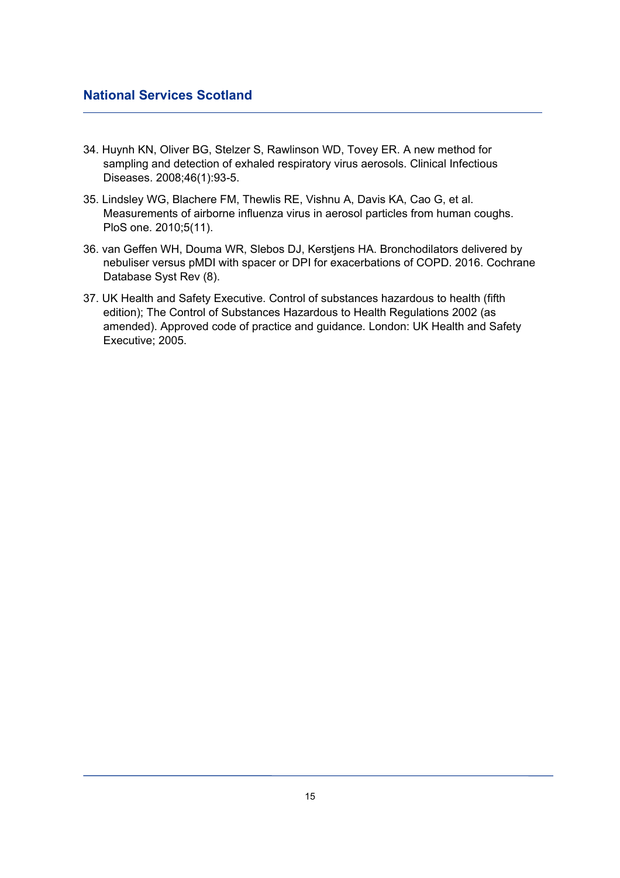34. Huynh KN, Oliver BG, Stelzer S, Rawlinson WD, Tovey ER. A new method for sampling and detection of exhaled respiratory virus aerosols. Clinical Infectious Diseases. 2008;46(1):93-5.

35. Lindsley WG, Blachere FM, Thewlis RE, Vishnu A, Davis KA, Cao G, et al. Measurements of airborne influenza virus in aerosol particles from human coughs. PloS one. 2010;5(11).

36. van Geffen WH, Douma WR, Slebos DJ, Kerstjens HA. Bronchodilators delivered by nebuliser versus pMDI with spacer or DPI for exacerbations of COPD. 2016. Cochrane Database Syst Rev (8).

37. UK Health and Safety Executive. Control of substances hazardous to health (fifth edition); The Control of Substances Hazardous to Health Regulations 2002 (as amended). Approved code of practice and guidance. London: UK Health and Safety Executive; 2005.